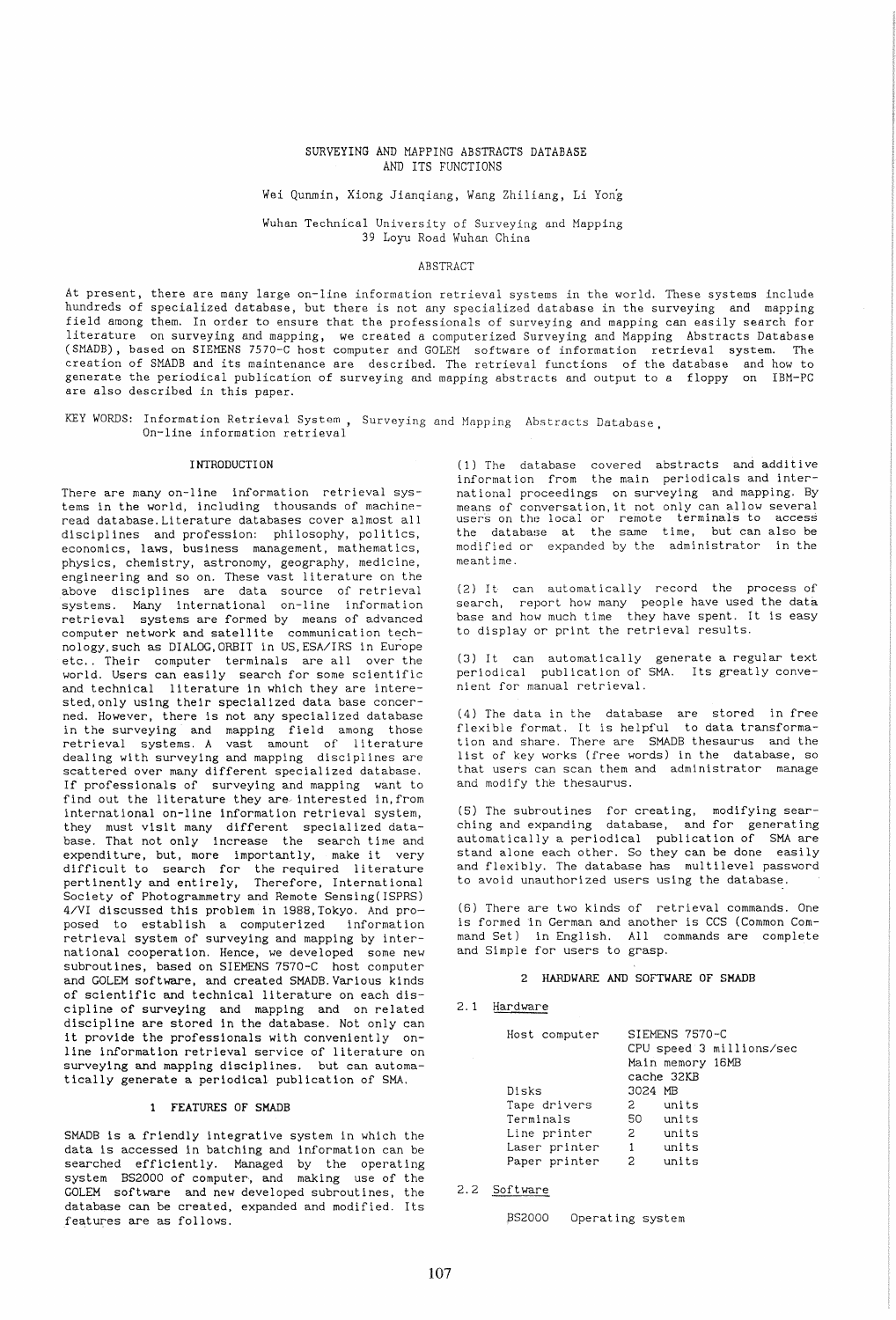# SURVEYING AND MAPPING ABSTRACTS DATABASE AND ITS FUNCTIONS

Wei Qunmin, Xiong Jianqiang, Wang Zhiliang, Li Yong

Wuhan Technical University of Surveying and Mapping
39 Loyu Road Wuhan China

## ABSTRACT

At present, there are many large on-line information retrieval systems in the world. These systems include hundreds of specialized database, but there is not any specialized database in the surveying and mapping field among them. In order to ensure that the professionals of surveying and mapping can easily search for literature on surveying and mapping, we created a computerized Surveying and Mapping Abstracts Database (SMADB), based on SIEMENS 7570-C host computer and GOLEM software of information retrieval system. The creation of SMADB and its maintenance are described. The retrieval functions of the database and how to generate the periodical publication of surveying and mapping abstracts and output to a floppy on IBM-PC are also described in this paper.

KEY WORDS: Information Retrieval System , Surveying and Mapping Abstracts Database, On-line information retrieval

## INTRODUCTION

There are many on-line information retrieval systems in the world, including thousands of machine-read database. Literature databases cover almost all disciplines and profession: philosophy, politics, economics, laws, business management, mathematics, physics, chemistry, astronomy, geography, medicine, engineering and so on. These vast literature on the above disciplines are data source of retrieval systems. Many international on-line information retrieval systems are formed by means of advanced computer network and satellite communication technology, such as DIALOG, ORBIT in US, ESA/IRS in Europe etc.. Their computer terminals are all over the world. Users can easily search for some scientific and technical literature in which they are interested, only using their specialized data base concerned. However, there is not any specialized database in the surveying and mapping field among those retrieval systems. A vast amount of literature dealing with surveying and mapping disciplines are scattered over many different specialized database. If professionals of surveying and mapping want to find out the literature they are interested in, from international on-line information retrieval system, they must visit many different specialized database. That not only increase the search time and expenditure, but, more importantly, make it very difficult to search for the required literature pertinently and entirely, Therefore, International Society of Photogrammetry and Remote Sensing (ISPRS) 4/VI discussed this problem in 1988, Tokyo. And proposed to establish a computerized information retrieval system of surveying and mapping by international cooperation. Hence, we developed some new subroutines, based on SIEMENS 7570-C host computer and GOLEM software, and created SMADB. Various kinds of scientific and technical literature on each discipline of surveying and mapping and on related discipline are stored in the database. Not only can it provide the professionals with conveniently on-line information retrieval service of literature on surveying and mapping disciplines. but can automatically generate a periodical publication of SMA.

## 1 FEATURES OF SMADB

SMADB is a friendly integrative system in which the data is accessed in batching and information can be searched efficiently. Managed by the operating system BS2000 of computer, and making use of the GOLEM software and new developed subroutines, the database can be created, expanded and modified. Its features are as follows.

(1) The database covered abstracts and additive information from the main periodicals and international proceedings on surveying and mapping. By means of conversation, it not only can allow several users on the local or remote terminals to access the database at the same time, but can also be modified or expanded by the administrator in the meantime.

(2) It can automatically record the process of search, report how many people have used the data base and how much time they have spent. It is easy to display or print the retrieval results.

(3) It can automatically generate a regular text periodical publication of SMA. Its greatly convenient for manual retrieval.

(4) The data in the database are stored in free flexible format. It is helpful to data transformation and share. There are SMADB thesaurus and the list of key works (free words) in the database, so that users can scan them and administrator manage and modify the thesaurus.

(5) The subroutines for creating, modifying searching and expanding database, and for generating automatically a periodical publication of SMA are stand alone each other. So they can be done easily and flexibly. The database has multilevel password to avoid unauthorized users using the database.

(6) There are two kinds of retrieval commands. One is formed in German and another is CCS (Common Command Set) in English. All commands are complete and Simple for users to grasp.

## 2 HARDWARE AND SOFTWARE OF SMADB

### 2.1 Hardware

| | |
|---|---|
| Host computer | SIEMENS 7570-C<br>CPU speed 3 millions/sec<br>Main memory 16MB<br>cache 32KB |
| Disks | 3024 MB |
| Tape drivers | 2 units |
| Terminals | 50 units |
| Line printer | 2 units |
| Laser printer | 1 units |
| Paper printer | 2 units |

### 2.2 Software

BS2000 Operating system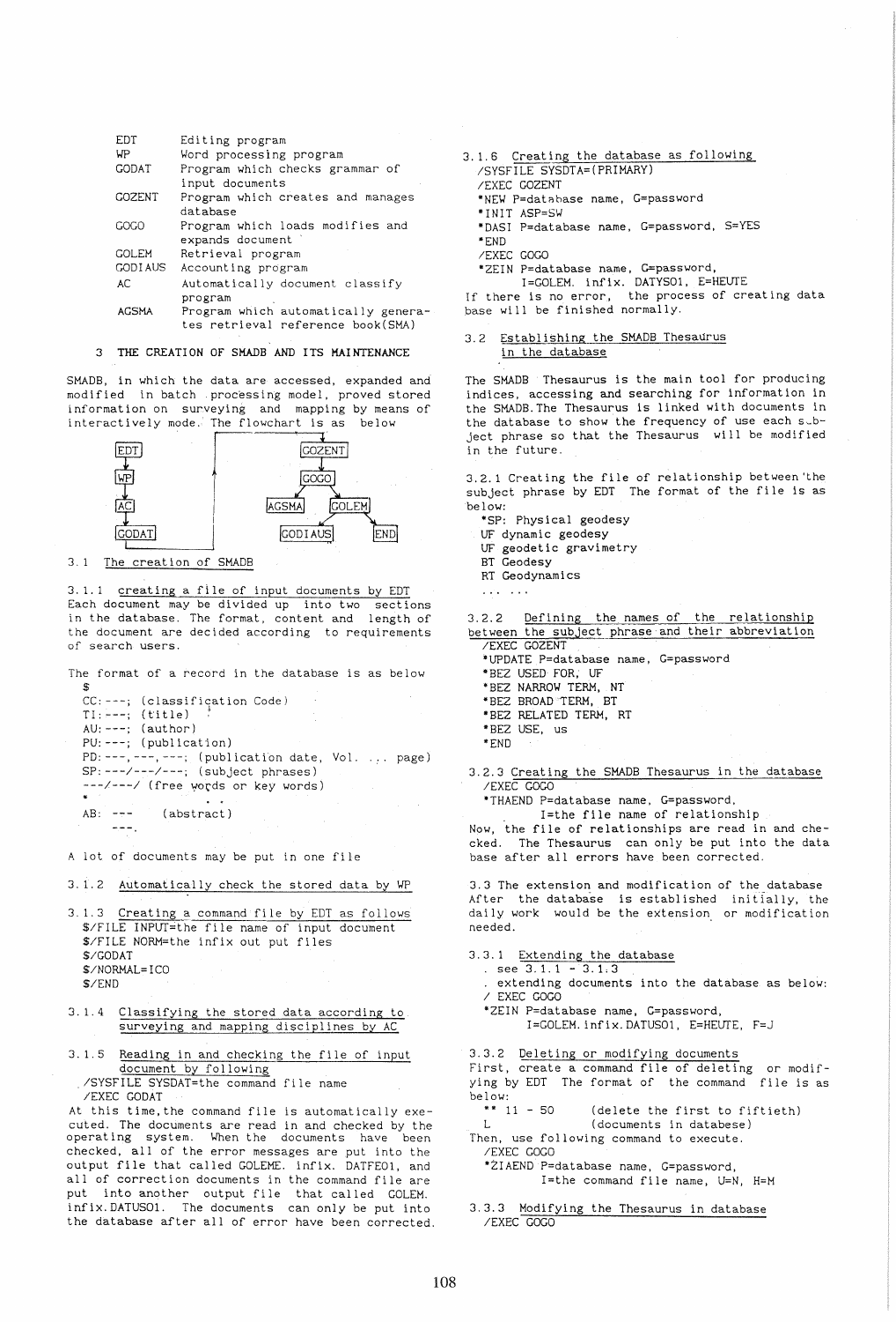| | |
|---|---|
| EDT | Editing program |
| WP | Word processing program |
| GODAT | Program which checks grammar of input documents |
| GOZENT | Program which creates and manages database |
| GOGO | Program which loads modifies and expands document |
| GOLEM | Retrieval program |
| GODIAUS | Accounting program |
| AC | Automatically document classify program |
| AGSMA | Program which automatically generates retrieval reference book(SMA) |

## 3 THE CREATION OF SMADB AND ITS MAINTENANCE

SMADB, in which the data are accessed, expanded and modified in batch processing model, proved stored information on surveying and mapping by means of interactively mode. The flowchart is as below

```
EDT           GOZENT
 |              |
WP            GOGO
 |           /    \
AC       AGSMA    GOLEM
 |           \    /    \
GODAT       GODIAUS    END
```

### 3.1 The creation of SMADB

3.1.1 creating a file of input documents by EDT

Each document may be divided up into two sections in the database. The format, content and length of the document are decided according to requirements of search users.

The format of a record in the database is as below

```
$
CC:---; (classification Code)
TI:---; (title)
AU:---; (author)
PU:---; (publication)
PD:---,---,---; (publication date, Vol. ... page)
SP:---/---/---; (subject phrases)
---/---/ (free words or key words)
*
AB: ---    (abstract)
    ---.
```

A lot of documents may be put in one file

3.1.2 Automatically check the stored data by WP

3.1.3 Creating a command file by EDT as follows

```
$/FILE INPUT=the file name of input document
$/FILE NORM=the infix out put files
$/GODAT
$/NORMAL=ICO
$/END
```

3.1.4 Classifying the stored data according to surveying and mapping disciplines by AC

3.1.5 Reading in and checking the file of input document by following

```
/SYSFILE SYSDAT=the command file name
/EXEC GODAT
```

At this time, the command file is automatically executed. The documents are read in and checked by the operating system. When the documents have been checked, all of the error messages are put into the output file that called GOLEME. infix. DATFEO1, and all of correction documents in the command file are put into another output file that called GOLEM. infix.DATUSO1. The documents can only be put into the database after all of error have been corrected.

3.1.6 Creating the database as following

```
/SYSFILE SYSDTA=(PRIMARY)
/EXEC GOZENT
*NEW P=database name, G=password
*INIT ASP=SW
*DASI P=database name, G=password, S=YES
*END
/EXEC GOGO
*ZEIN P=database name, G=password,
    I=GOLEM. infix. DATYSO1, E=HEUTE
```

If there is no error, the process of creating data base will be finished normally.

### 3.2 Establishing the SMADB Thesaurus in the database

The SMADB Thesaurus is the main tool for producing indices, accessing and searching for information in the SMADB. The Thesaurus is linked with documents in the database to show the frequency of use each subject phrase so that the Thesaurus will be modified in the future.

3.2.1 Creating the file of relationship between the subject phrase by EDT The format of the file is as below:

```
*SP: Physical geodesy
UF dynamic geodesy
UF geodetic gravimetry
BT Geodesy
RT Geodynamics
... ...
```

3.2.2 Defining the names of the relationship between the subject phrase and their abbreviation

```
/EXEC GOZENT
*UPDATE P=database name, G=password
*BEZ USED FOR, UF
*BEZ NARROW TERM, NT
*BEZ BROAD TERM, BT
*BEZ RELATED TERM, RT
*BEZ USE, us
*END
```

3.2.3 Creating the SMADB Thesaurus in the database

```
/EXEC GOGO
*THAEND P=database name, G=password,
    I=the file name of relationship
```

Now, the file of relationships are read in and checked. The Thesaurus can only be put into the data base after all errors have been corrected.

### 3.3 The extension and modification of the database

After the database is established initially, the daily work would be the extension or modification needed.

3.3.1 Extending the database

- see 3.1.1 - 3.1.3
- extending documents into the database as below:

```
/ EXEC GOGO
*ZEIN P=database name, G=password,
    I=GOLEM.infix.DATUSO1, E=HEUTE, F=J
```

3.3.2 Deleting or modifying documents

First, create a command file of deleting or modifying by EDT The format of the command file is as below:

```
** 11 - 50      (delete the first to fiftieth)
L               (documents in databese)
```

Then, use following command to execute.

```
/EXEC GOGO
*ZIAEND P=database name, G=password,
    I=the command file name, U=N, H=M
```

3.3.3 Modifying the Thesaurus in database

```
/EXEC GOGO
```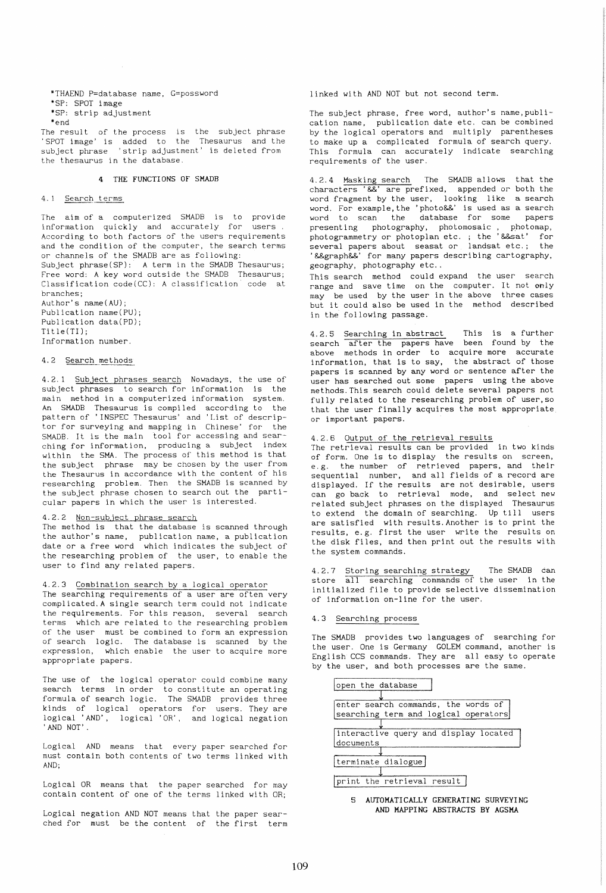```
*THAEND P=database name, G=possword
*SP: SPOT image
*SP: strip adjustment
*end
```

The result of the process is the subject phrase 'SPOT image' is added to the Thesaurus and the subject phrase 'strip adjustment' is deleted from the thesaurus in the database.

## 4 THE FUNCTIONS OF SMADB

### 4.1 Search terms

The aim of a computerized SMADB is to provide information quickly and accurately for users. According to both factors of the users requirements and the condition of the computer, the search terms or channels of the SMADB are as following:

Subject phrase(SP): A term in the SMADB Thesaurus;
Free word: A key word outside the SMADB Thesaurus;
Classification code(CC): A classification code at branches;
Author's name(AU);
Publication name(PU);
Publication data(PD);
Title(TI);
Information number.

### 4.2 Search methods

4.2.1 Subject phrases search Nowadays, the use of subject phrases to search for information is the main method in a computerized information system. An SMADB Thesaurus is compiled according to the pattern of 'INSPEC Thesaurus' and 'List of descriptor for surveying and mapping in Chinese' for the SMADB. It is the main tool for accessing and searching for information, producing a subject index within the SMA. The process of this method is that the subject phrase may be chosen by the user from the Thesaurus in accordance with the content of his researching problem. Then the SMADB is scanned by the subject phrase chosen to search out the particular papers in which the user is interested.

4.2.2 Non-subject phrase search
The method is that the database is scanned through the author's name, publication name, a publication date or a free word which indicates the subject of the researching problem of the user, to enable the user to find any related papers.

4.2.3 Combination search by a logical operator
The searching requirements of a user are often very complicated. A single search term could not indicate the requirements. For this reason, several search terms which are related to the researching problem of the user must be combined to form an expression of search logic. The database is scanned by the expression, which enable the user to acquire more appropriate papers.

The use of the logical operator could combine many search terms in order to constitute an operating formula of search logic. The SMADB provides three kinds of logical operators for users. They are logical 'AND', logical 'OR', and logical negation 'AND NOT'.

Logical AND means that every paper searched for must contain both contents of two terms linked with AND;

Logical OR means that the paper searched for may contain content of one of the terms linked with OR;

Logical negation AND NOT means that the paper searched for must be the content of the first term linked with AND NOT but not second term.

The subject phrase, free word, author's name, publication name, publication date etc. can be combined by the logical operators and multiply parentheses to make up a complicated formula of search query. This formula can accurately indicate searching requirements of the user.

4.2.4 Masking search The SMADB allows that the characters '&&' are prefixed, appended or both the word fragment by the user, looking like a search word. For example, the 'photo&&' is used as a search word to scan the database for some papers presenting photography, photomosaic, photomap, photogrammetry or photoplan etc.; the '&&sat' for several papers about seasat or landsat etc.; the '&&graph&&' for many papers describing cartography, geography, photography etc..

This search method could expand the user search range and save time on the computer. It not only may be used by the user in the above three cases but it could also be used in the method described in the following passage.

4.2.5 Searching in abstract This is a further search after the papers have been found by the above methods in order to acquire more accurate information, that is to say, the abstract of those papers is scanned by any word or sentence after the user has searched out some papers using the above methods. This search could delete several papers not fully related to the researching problem of user, so that the user finally acquires the most appropriate or important papers.

4.2.6 Output of the retrieval results
The retrieval results can be provided in two kinds of form. One is to display the results on screen, e.g. the number of retrieved papers, and their sequential number, and all fields of a record are displayed. If the results are not desirable, users can go back to retrieval mode, and select new related subject phrases on the displayed Thesaurus to extend the domain of searching. Up till users are satisfied with results. Another is to print the results, e.g. first the user write the results on the disk files, and then print out the results with the system commands.

4.2.7 Storing searching strategy The SMADB can store all searching commands of the user in the initialized file to provide selective dissemination of information on-line for the user.

### 4.3 Searching process

The SMADB provides two languages of searching for the user. One is Germany GOLEM command, another is English CCS commands. They are all easy to operate by the user, and both processes are the same.

open the database
↓
enter search commands, the words of searching term and logical operators
↓
interactive query and display located documents
↓
terminate dialogue
↓
print the retrieval result

## 5 AUTOMATICALLY GENERATING SURVEYING AND MAPPING ABSTRACTS BY AGSMA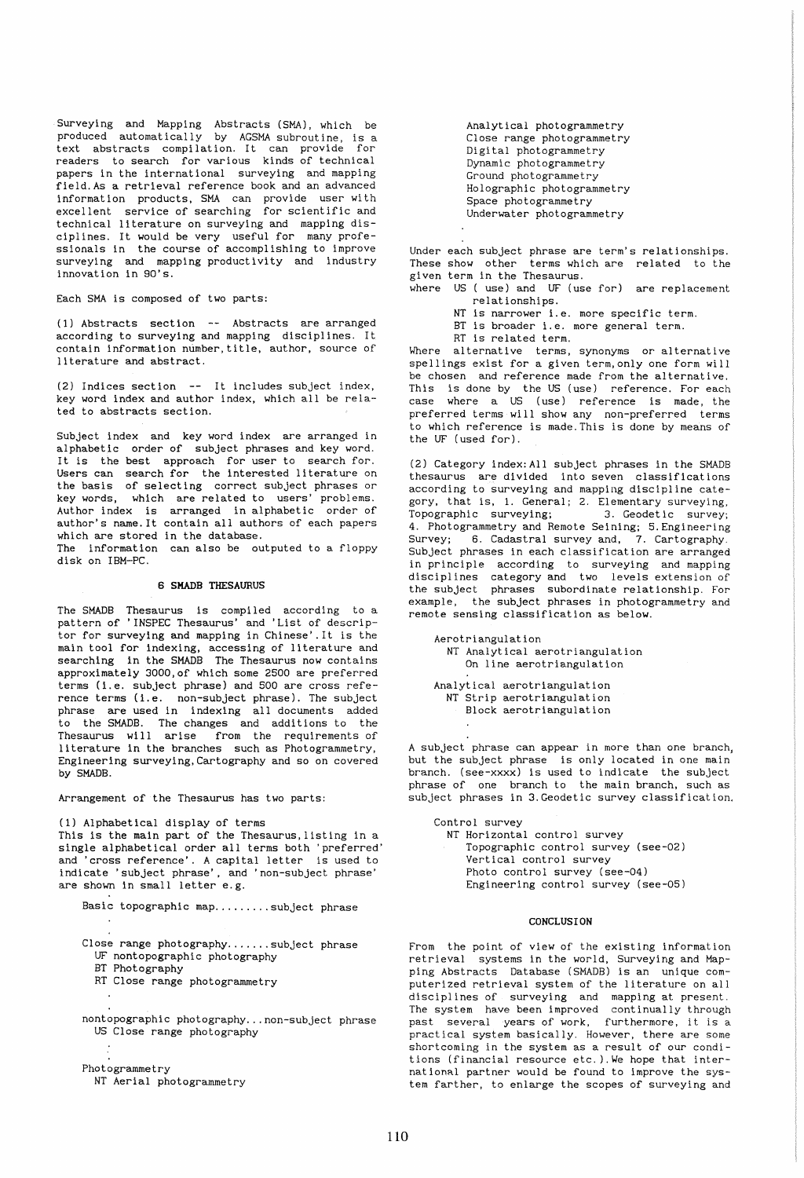Surveying and Mapping Abstracts (SMA), which be produced automatically by AGSMA subroutine, is a text abstracts compilation. It can provide for readers to search for various kinds of technical papers in the international surveying and mapping field. As a retrieval reference book and an advanced information products, SMA can provide user with excellent service of searching for scientific and technical literature on surveying and mapping disciplines. It would be very useful for many professionals in the course of accomplishing to improve surveying and mapping productivity and industry innovation in 90's.

Each SMA is composed of two parts:

(1) Abstracts section -- Abstracts are arranged according to surveying and mapping disciplines. It contain information number, title, author, source of literature and abstract.

(2) Indices section -- It includes subject index, key word index and author index, which all be related to abstracts section.

Subject index and key word index are arranged in alphabetic order of subject phrases and key word. It is the best approach for user to search for. Users can search for the interested literature on the basis of selecting correct subject phrases or key words, which are related to users' problems. Author index is arranged in alphabetic order of author's name. It contain all authors of each papers which are stored in the database.
The information can also be outputed to a floppy disk on IBM-PC.

## 6 SMADB THESAURUS

The SMADB Thesaurus is compiled according to a pattern of 'INSPEC Thesaurus' and 'List of descriptor for surveying and mapping in Chinese'. It is the main tool for indexing, accessing of literature and searching in the SMADB The Thesaurus now contains approximately 3000, of which some 2500 are preferred terms (i.e. subject phrase) and 500 are cross reference terms (i.e. non-subject phrase). The subject phrase are used in indexing all documents added to the SMADB. The changes and additions to the Thesaurus will arise from the requirements of literature in the branches such as Photogrammetry, Engineering surveying, Cartography and so on covered by SMADB.

Arrangement of the Thesaurus has two parts:

(1) Alphabetical display of terms
This is the main part of the Thesaurus, listing in a single alphabetical order all terms both 'preferred' and 'cross reference'. A capital letter is used to indicate 'subject phrase', and 'non-subject phrase' are shown in small letter e.g.

```
Basic topographic map.........subject phrase
    .
    .
Close range photography.......subject phrase
  UF nontopographic photography
  BT Photography
  RT Close range photogrammetry
    .
    .
nontopographic photography...non-subject phrase
  US Close range photography
    .
    .
Photogrammetry
  NT Aerial photogrammetry
     Analytical photogrammetry
     Close range photogrammetry
     Digital photogrammetry
     Dynamic photogrammetry
     Ground photogrammetry
     Holographic photogrammetry
     Space photogrammetry
     Underwater photogrammetry
    .
    .
```

Under each subject phrase are term's relationships. These show other terms which are related to the given term in the Thesaurus.
where US ( use) and UF (use for) are replacement relationships.
NT is narrower i.e. more specific term.
BT is broader i.e. more general term.
RT is related term.
Where alternative terms, synonyms or alternative spellings exist for a given term, only one form will be chosen and reference made from the alternative. This is done by the US (use) reference. For each case where a US (use) reference is made, the preferred terms will show any non-preferred terms to which reference is made. This is done by means of the UF (used for).

(2) Category index: All subject phrases in the SMADB thesaurus are divided into seven classifications according to surveying and mapping discipline category, that is, 1. General; 2. Elementary surveying, Topographic surveying; 3. Geodetic survey; 4. Photogrammetry and Remote Seining; 5. Engineering Survey; 6. Cadastral survey and, 7. Cartography. Subject phrases in each classification are arranged in principle according to surveying and mapping disciplines category and two levels extension of the subject phrases subordinate relationship. For example, the subject phrases in photogrammetry and remote sensing classification as below.

```
Aerotriangulation
  NT Analytical aerotriangulation
     On line aerotriangulation
    .
Analytical aerotriangulation
  NT Strip aerotriangulation
     Block aerotriangulation
    .
    .
```

A subject phrase can appear in more than one branch, but the subject phrase is only located in one main branch. (see-xxxx) is used to indicate the subject phrase of one branch to the main branch, such as subject phrases in 3. Geodetic survey classification.

```
Control survey
  NT Horizontal control survey
     Topographic control survey (see-02)
     Vertical control survey
     Photo control survey (see-04)
     Engineering control survey (see-05)
```

## CONCLUSION

From the point of view of the existing information retrieval systems in the world, Surveying and Mapping Abstracts Database (SMADB) is an unique computerized retrieval system of the literature on all disciplines of surveying and mapping at present. The system have been improved continually through past several years of work, furthermore, it is a practical system basically. However, there are some shortcoming in the system as a result of our conditions (financial resource etc.). We hope that international partner would be found to improve the system farther, to enlarge the scopes of surveying and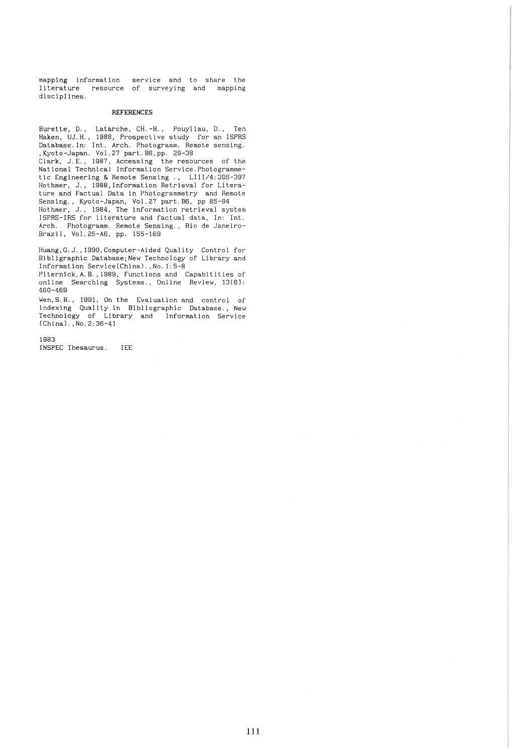mapping information service and to share the literature resource of surveying and mapping disciplines.

## REFERENCES

Burette, D., Latarche, CH.-H., Pouyllau, D., Ten Haken, UJ.H., 1988, Prospective study for an ISPRS Database. In: Int. Arch. Photogramm. Remote sensing. ,Kyoto-Japan. Vol.27 part.B6,pp. 29-38

Clark, J.E., 1987, Accessing the resources of the National Technical Information Service. Photogrammetic Engineering & Remote Sensing ., LIII/4:395-397

Hothmer, J., 1988, Information Retrieval for Literature and Factual Data in Photogrammetry and Remote Sensing., Kyoto-Japan, Vol.27 part.B6, pp 85-94

Hothmer, J., 1984, The information retrieval system ISPRS-IRS for literature and factual data, In: Int. Arch. Photogramm. Remote Sensing., Rio de Janeiro-Brazil, Vol.25-A6, pp. 155-169

Huang,G.J., 1990, Computer-Aided Quality Control for Bibligraphic Database; New Technology of Library and Information Service(China).,No.1:5-8

Piternick,A.B., 1989, Functions and Capabitities of online Searching Systems., Online Review, 13(6): 460-469

Wen,S.H., 1991, On the Evaluation and control of indexing Quality in Bibliographic Database., New Technology of Library and Information Service (China).,No.2:36-41

1983
INSPEC Thesaurus. IEE